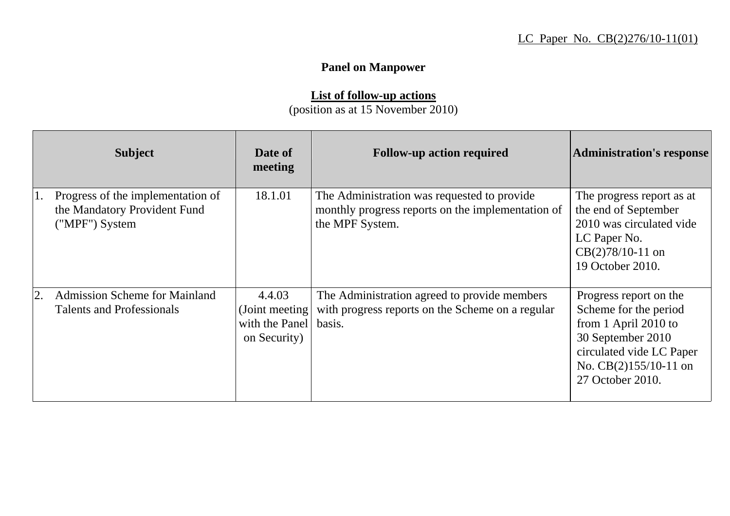LC Paper No. CB(2)276/10-11(01)

**Panel on Manpower**

**List of follow-up actions**
(position as at 15 November 2010)

| Subject | Date of meeting | Follow-up action required | Administration's response |
|---|---|---|---|
| 1. Progress of the implementation of the Mandatory Provident Fund ("MPF") System | 18.1.01 | The Administration was requested to provide monthly progress reports on the implementation of the MPF System. | The progress report as at the end of September 2010 was circulated vide LC Paper No. CB(2)78/10-11 on 19 October 2010. |
| 2. Admission Scheme for Mainland Talents and Professionals | 4.4.03 (Joint meeting with the Panel on Security) | The Administration agreed to provide members with progress reports on the Scheme on a regular basis. | Progress report on the Scheme for the period from 1 April 2010 to 30 September 2010 circulated vide LC Paper No. CB(2)155/10-11 on 27 October 2010. |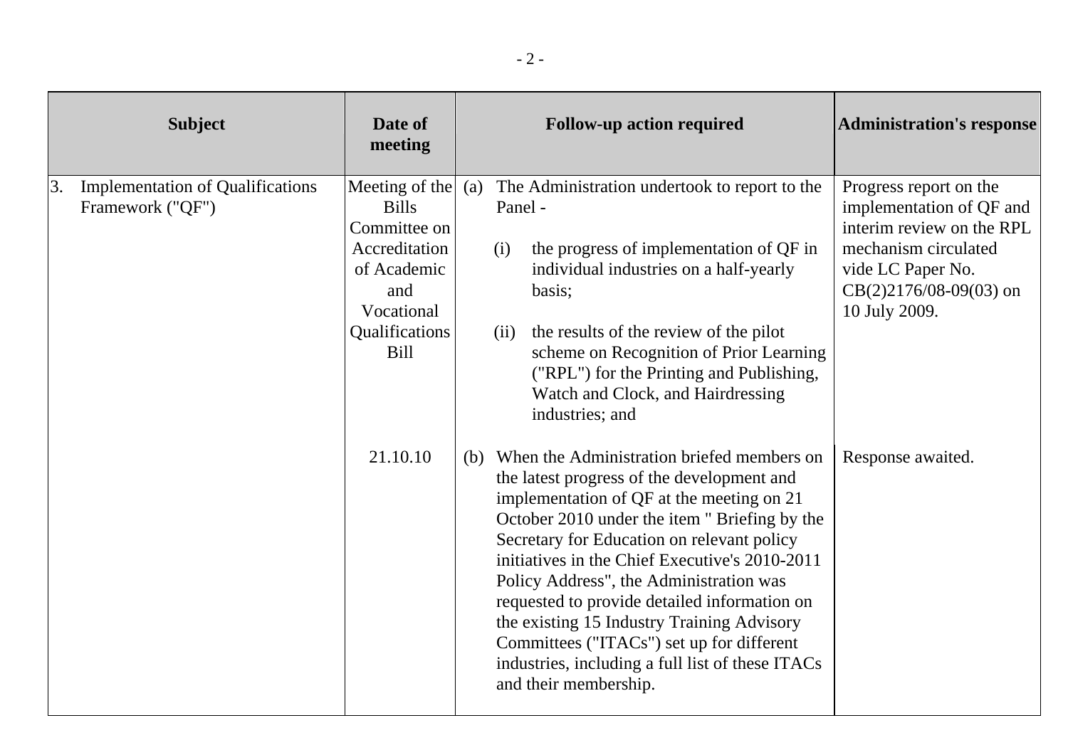| Subject | Date of meeting | Follow-up action required | Administration's response |
| --- | --- | --- | --- |
| 3. Implementation of Qualifications Framework ("QF") | Meeting of the Bills Committee on Accreditation of Academic and Vocational Qualifications Bill | (a) The Administration undertook to report to the Panel -<br><br>(i) the progress of implementation of QF in individual industries on a half-yearly basis;<br><br>(ii) the results of the review of the pilot scheme on Recognition of Prior Learning ("RPL") for the Printing and Publishing, Watch and Clock, and Hairdressing industries; and | Progress report on the implementation of QF and interim review on the RPL mechanism circulated vide LC Paper No. CB(2)2176/08-09(03) on 10 July 2009. |
| | 21.10.10 | (b) When the Administration briefed members on the latest progress of the development and implementation of QF at the meeting on 21 October 2010 under the item " Briefing by the Secretary for Education on relevant policy initiatives in the Chief Executive's 2010-2011 Policy Address", the Administration was requested to provide detailed information on the existing 15 Industry Training Advisory Committees ("ITACs") set up for different industries, including a full list of these ITACs and their membership. | Response awaited. |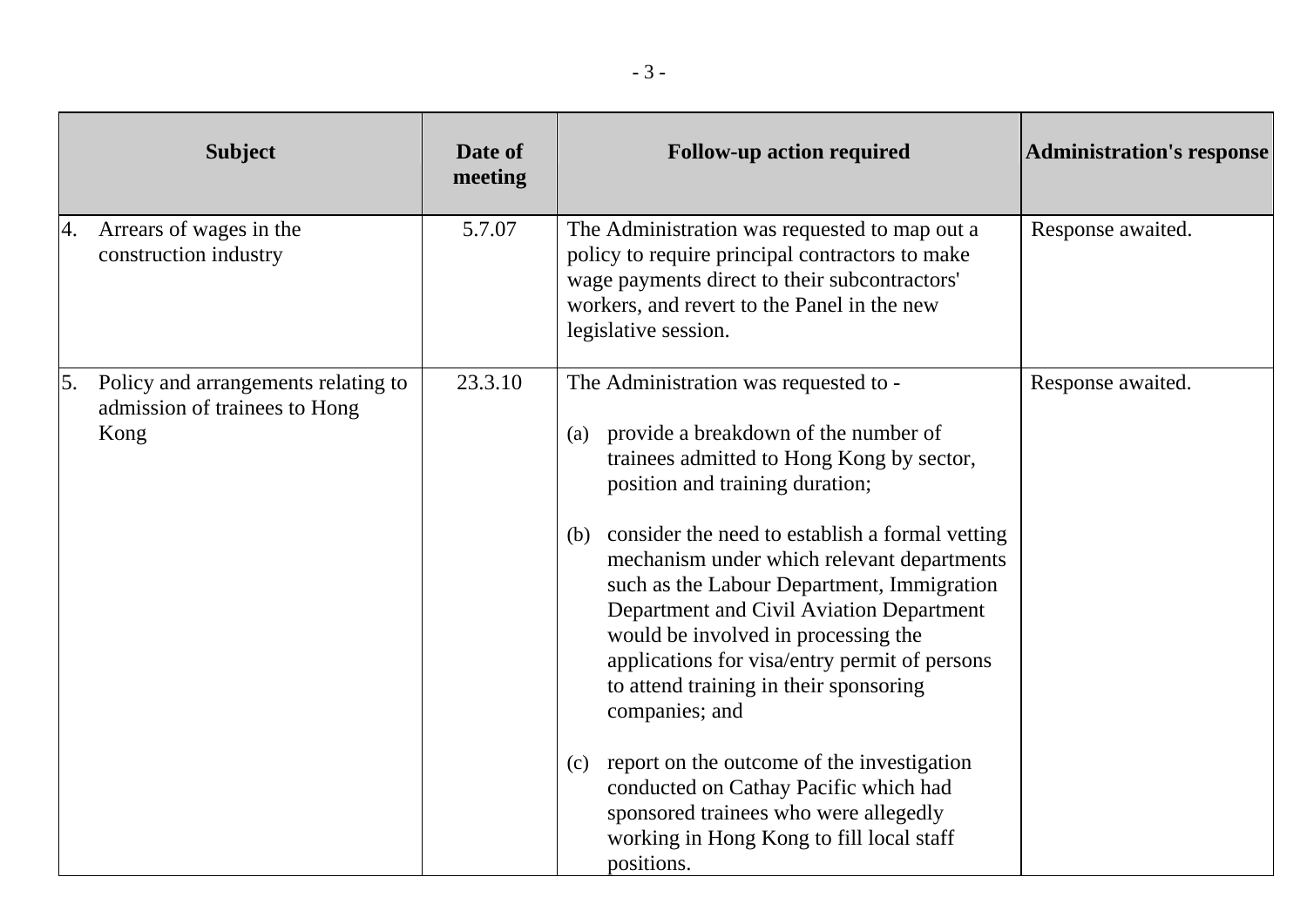| Subject | Date of meeting | Follow-up action required | Administration's response |
| --- | --- | --- | --- |
| 4. Arrears of wages in the construction industry | 5.7.07 | The Administration was requested to map out a policy to require principal contractors to make wage payments direct to their subcontractors' workers, and revert to the Panel in the new legislative session. | Response awaited. |
| 5. Policy and arrangements relating to admission of trainees to Hong Kong | 23.3.10 | The Administration was requested to - <br><br> (a) provide a breakdown of the number of trainees admitted to Hong Kong by sector, position and training duration; <br><br> (b) consider the need to establish a formal vetting mechanism under which relevant departments such as the Labour Department, Immigration Department and Civil Aviation Department would be involved in processing the applications for visa/entry permit of persons to attend training in their sponsoring companies; and <br><br> (c) report on the outcome of the investigation conducted on Cathay Pacific which had sponsored trainees who were allegedly working in Hong Kong to fill local staff positions. | Response awaited. |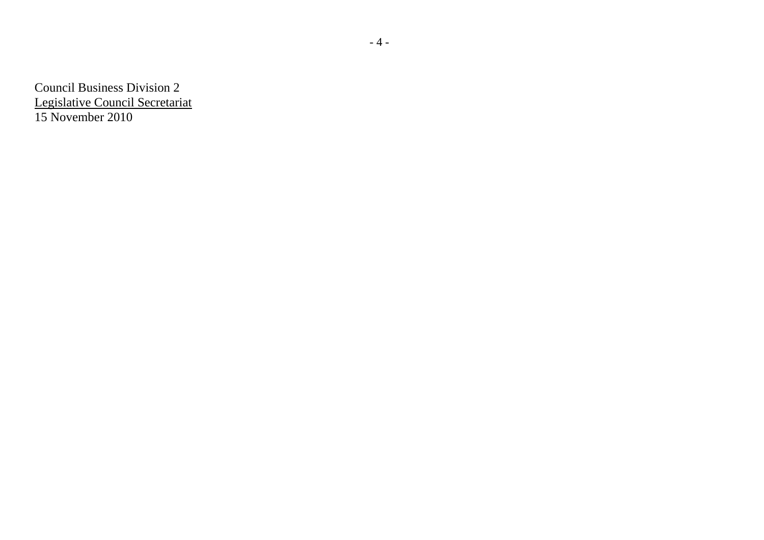Council Business Division 2
Legislative Council Secretariat
15 November 2010